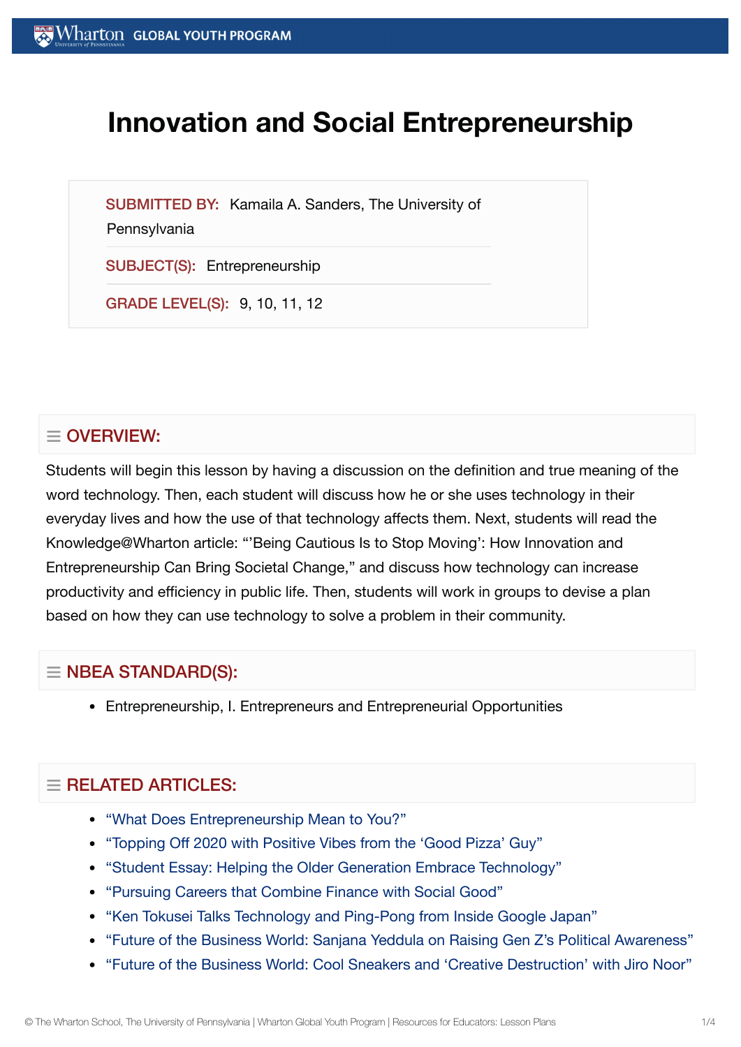# Innovation and Social Entrepreneurship

**SUBMITTED BY:** Kamaila A. Sanders, The University of Pennsylvania

**SUBJECT(S):** Entrepreneurship

**GRADE LEVEL(S):** 9, 10, 11, 12

## OVERVIEW:

Students will begin this lesson by having a discussion on the definition and true meaning of the word technology. Then, each student will discuss how he or she uses technology in their everyday lives and how the use of that technology affects them. Next, students will read the Knowledge@Wharton article: "'Being Cautious Is to Stop Moving': How Innovation and Entrepreneurship Can Bring Societal Change," and discuss how technology can increase productivity and efficiency in public life. Then, students will work in groups to devise a plan based on how they can use technology to solve a problem in their community.

## NBEA STANDARD(S):

- Entrepreneurship, I. Entrepreneurs and Entrepreneurial Opportunities

## RELATED ARTICLES:

- "What Does Entrepreneurship Mean to You?"
- "Topping Off 2020 with Positive Vibes from the 'Good Pizza' Guy"
- "Student Essay: Helping the Older Generation Embrace Technology"
- "Pursuing Careers that Combine Finance with Social Good"
- "Ken Tokusei Talks Technology and Ping-Pong from Inside Google Japan"
- "Future of the Business World: Sanjana Yeddula on Raising Gen Z's Political Awareness"
- "Future of the Business World: Cool Sneakers and 'Creative Destruction' with Jiro Noor"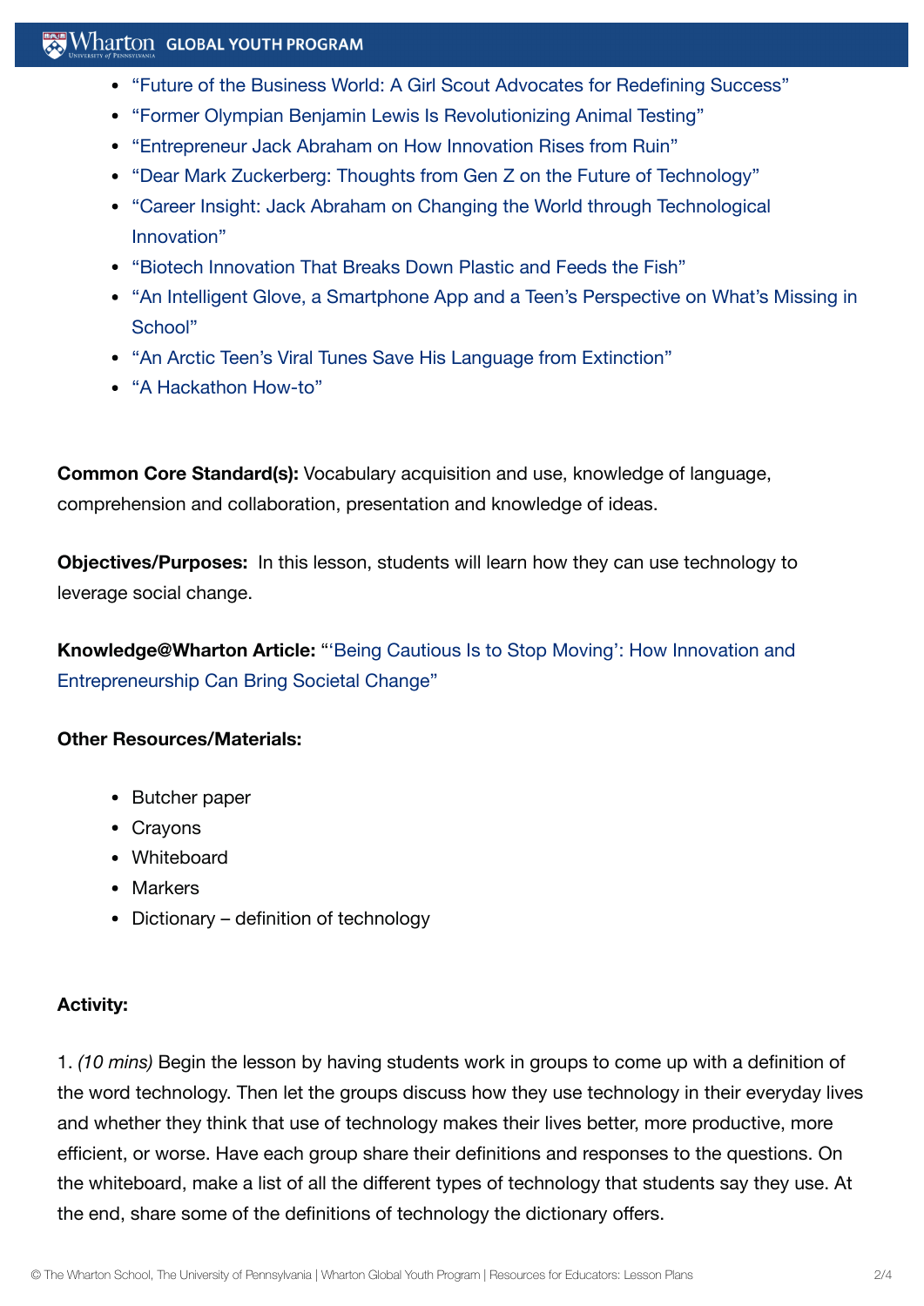- "Future of the Business World: A Girl Scout Advocates for Redefining Success"
- "Former Olympian Benjamin Lewis Is Revolutionizing Animal Testing"
- "Entrepreneur Jack Abraham on How Innovation Rises from Ruin"
- "Dear Mark Zuckerberg: Thoughts from Gen Z on the Future of Technology"
- "Career Insight: Jack Abraham on Changing the World through Technological Innovation"
- "Biotech Innovation That Breaks Down Plastic and Feeds the Fish"
- "An Intelligent Glove, a Smartphone App and a Teen's Perspective on What's Missing in School"
- "An Arctic Teen's Viral Tunes Save His Language from Extinction"
- "A Hackathon How-to"

**Common Core Standard(s):** Vocabulary acquisition and use, knowledge of language, comprehension and collaboration, presentation and knowledge of ideas.

**Objectives/Purposes:** In this lesson, students will learn how they can use technology to leverage social change.

**Knowledge@Wharton Article:** "'Being Cautious Is to Stop Moving': How Innovation and Entrepreneurship Can Bring Societal Change"

**Other Resources/Materials:**

- Butcher paper
- Crayons
- Whiteboard
- Markers
- Dictionary – definition of technology

**Activity:**

1. *(10 mins)* Begin the lesson by having students work in groups to come up with a definition of the word technology. Then let the groups discuss how they use technology in their everyday lives and whether they think that use of technology makes their lives better, more productive, more efficient, or worse. Have each group share their definitions and responses to the questions. On the whiteboard, make a list of all the different types of technology that students say they use. At the end, share some of the definitions of technology the dictionary offers.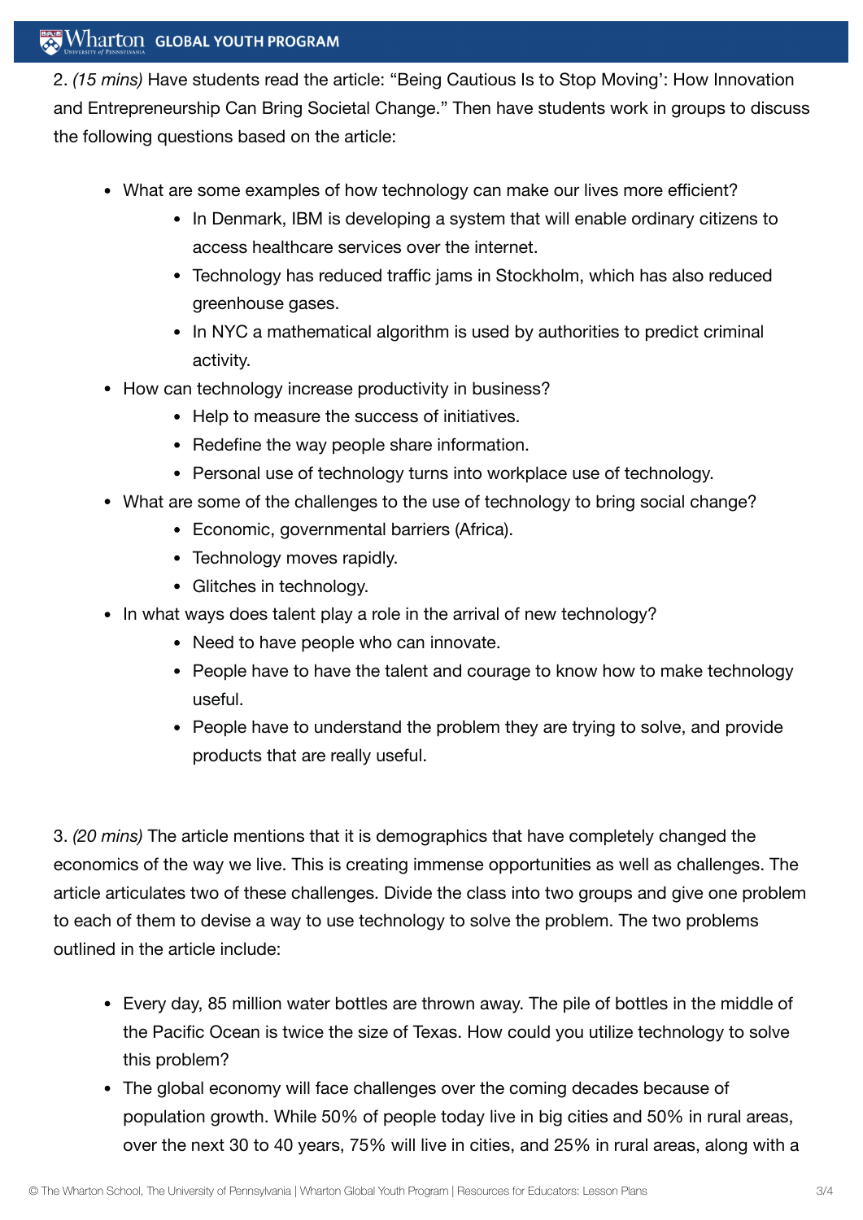2. *(15 mins)* Have students read the article: "Being Cautious Is to Stop Moving': How Innovation and Entrepreneurship Can Bring Societal Change." Then have students work in groups to discuss the following questions based on the article:

- What are some examples of how technology can make our lives more efficient?
  - In Denmark, IBM is developing a system that will enable ordinary citizens to access healthcare services over the internet.
  - Technology has reduced traffic jams in Stockholm, which has also reduced greenhouse gases.
  - In NYC a mathematical algorithm is used by authorities to predict criminal activity.
- How can technology increase productivity in business?
  - Help to measure the success of initiatives.
  - Redefine the way people share information.
  - Personal use of technology turns into workplace use of technology.
- What are some of the challenges to the use of technology to bring social change?
  - Economic, governmental barriers (Africa).
  - Technology moves rapidly.
  - Glitches in technology.
- In what ways does talent play a role in the arrival of new technology?
  - Need to have people who can innovate.
  - People have to have the talent and courage to know how to make technology useful.
  - People have to understand the problem they are trying to solve, and provide products that are really useful.

3. *(20 mins)* The article mentions that it is demographics that have completely changed the economics of the way we live. This is creating immense opportunities as well as challenges. The article articulates two of these challenges. Divide the class into two groups and give one problem to each of them to devise a way to use technology to solve the problem. The two problems outlined in the article include:

- Every day, 85 million water bottles are thrown away. The pile of bottles in the middle of the Pacific Ocean is twice the size of Texas. How could you utilize technology to solve this problem?
- The global economy will face challenges over the coming decades because of population growth. While 50% of people today live in big cities and 50% in rural areas, over the next 30 to 40 years, 75% will live in cities, and 25% in rural areas, along with a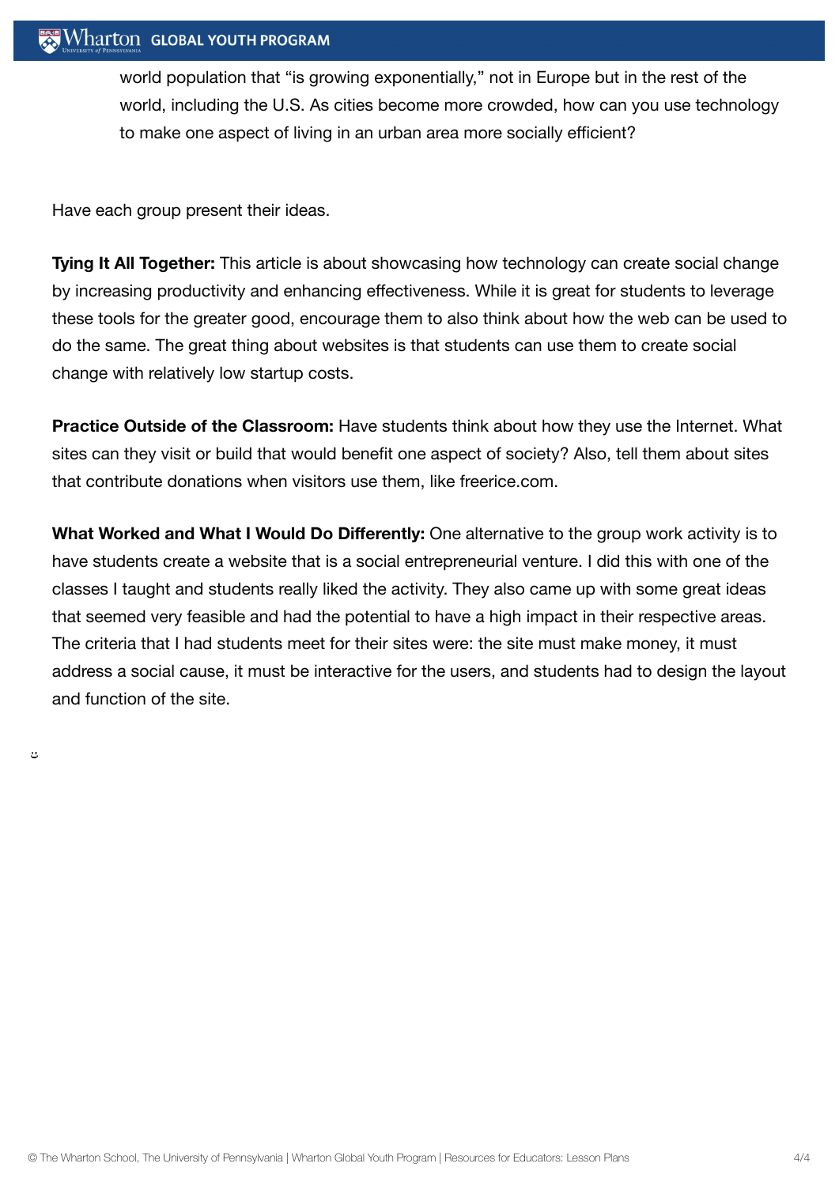world population that "is growing exponentially," not in Europe but in the rest of the world, including the U.S. As cities become more crowded, how can you use technology to make one aspect of living in an urban area more socially efficient?

Have each group present their ideas.

**Tying It All Together:** This article is about showcasing how technology can create social change by increasing productivity and enhancing effectiveness. While it is great for students to leverage these tools for the greater good, encourage them to also think about how the web can be used to do the same. The great thing about websites is that students can use them to create social change with relatively low startup costs.

**Practice Outside of the Classroom:** Have students think about how they use the Internet. What sites can they visit or build that would benefit one aspect of society? Also, tell them about sites that contribute donations when visitors use them, like freerice.com.

**What Worked and What I Would Do Differently:** One alternative to the group work activity is to have students create a website that is a social entrepreneurial venture. I did this with one of the classes I taught and students really liked the activity. They also came up with some great ideas that seemed very feasible and had the potential to have a high impact in their respective areas. The criteria that I had students meet for their sites were: the site must make money, it must address a social cause, it must be interactive for the users, and students had to design the layout and function of the site.